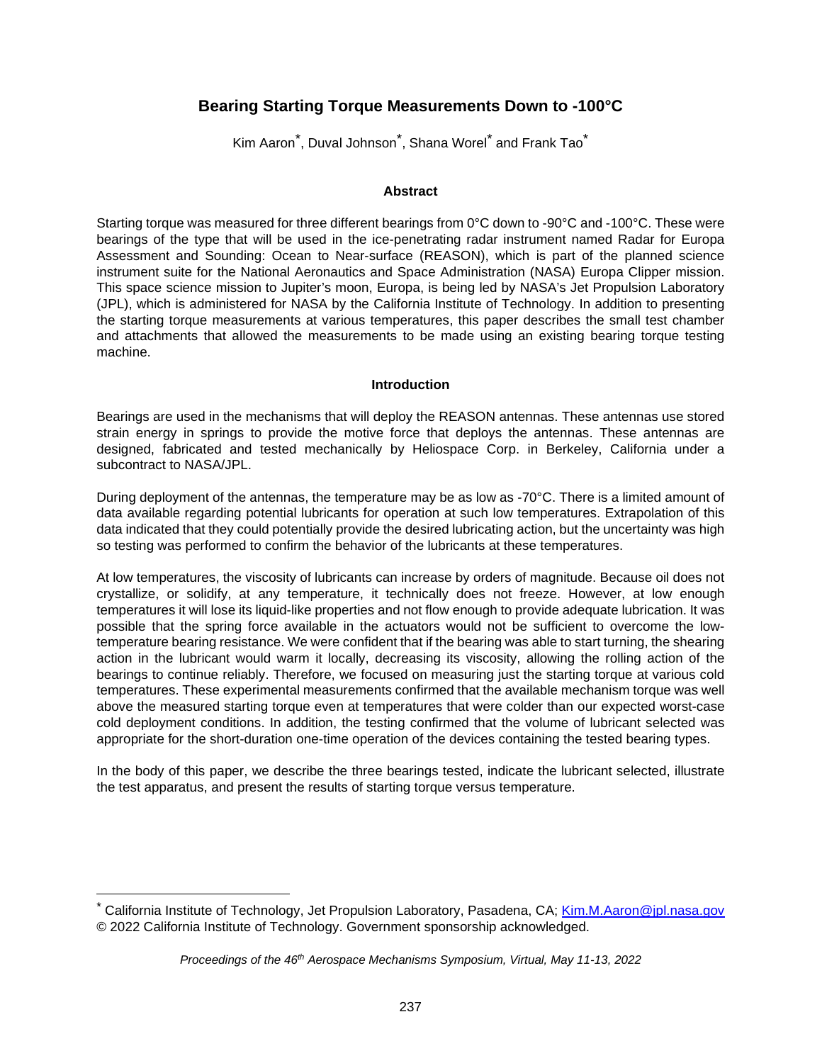# Bearing Starting Torque Measurements Down to -100°C

Kim Aaron[*], Duval Johnson[*], Shana Worel[*] and Frank Tao[*]

## Abstract

Starting torque was measured for three different bearings from 0°C down to -90°C and -100°C. These were bearings of the type that will be used in the ice-penetrating radar instrument named Radar for Europa Assessment and Sounding: Ocean to Near-surface (REASON), which is part of the planned science instrument suite for the National Aeronautics and Space Administration (NASA) Europa Clipper mission. This space science mission to Jupiter's moon, Europa, is being led by NASA's Jet Propulsion Laboratory (JPL), which is administered for NASA by the California Institute of Technology. In addition to presenting the starting torque measurements at various temperatures, this paper describes the small test chamber and attachments that allowed the measurements to be made using an existing bearing torque testing machine.

## Introduction

Bearings are used in the mechanisms that will deploy the REASON antennas. These antennas use stored strain energy in springs to provide the motive force that deploys the antennas. These antennas are designed, fabricated and tested mechanically by Heliospace Corp. in Berkeley, California under a subcontract to NASA/JPL.

During deployment of the antennas, the temperature may be as low as -70°C. There is a limited amount of data available regarding potential lubricants for operation at such low temperatures. Extrapolation of this data indicated that they could potentially provide the desired lubricating action, but the uncertainty was high so testing was performed to confirm the behavior of the lubricants at these temperatures.

At low temperatures, the viscosity of lubricants can increase by orders of magnitude. Because oil does not crystallize, or solidify, at any temperature, it technically does not freeze. However, at low enough temperatures it will lose its liquid-like properties and not flow enough to provide adequate lubrication. It was possible that the spring force available in the actuators would not be sufficient to overcome the low-temperature bearing resistance. We were confident that if the bearing was able to start turning, the shearing action in the lubricant would warm it locally, decreasing its viscosity, allowing the rolling action of the bearings to continue reliably. Therefore, we focused on measuring just the starting torque at various cold temperatures. These experimental measurements confirmed that the available mechanism torque was well above the measured starting torque even at temperatures that were colder than our expected worst-case cold deployment conditions. In addition, the testing confirmed that the volume of lubricant selected was appropriate for the short-duration one-time operation of the devices containing the tested bearing types.

In the body of this paper, we describe the three bearings tested, indicate the lubricant selected, illustrate the test apparatus, and present the results of starting torque versus temperature.

---

[*] California Institute of Technology, Jet Propulsion Laboratory, Pasadena, CA; Kim.M.Aaron@jpl.nasa.gov
© 2022 California Institute of Technology. Government sponsorship acknowledged.

*Proceedings of the 46th Aerospace Mechanisms Symposium, Virtual, May 11-13, 2022*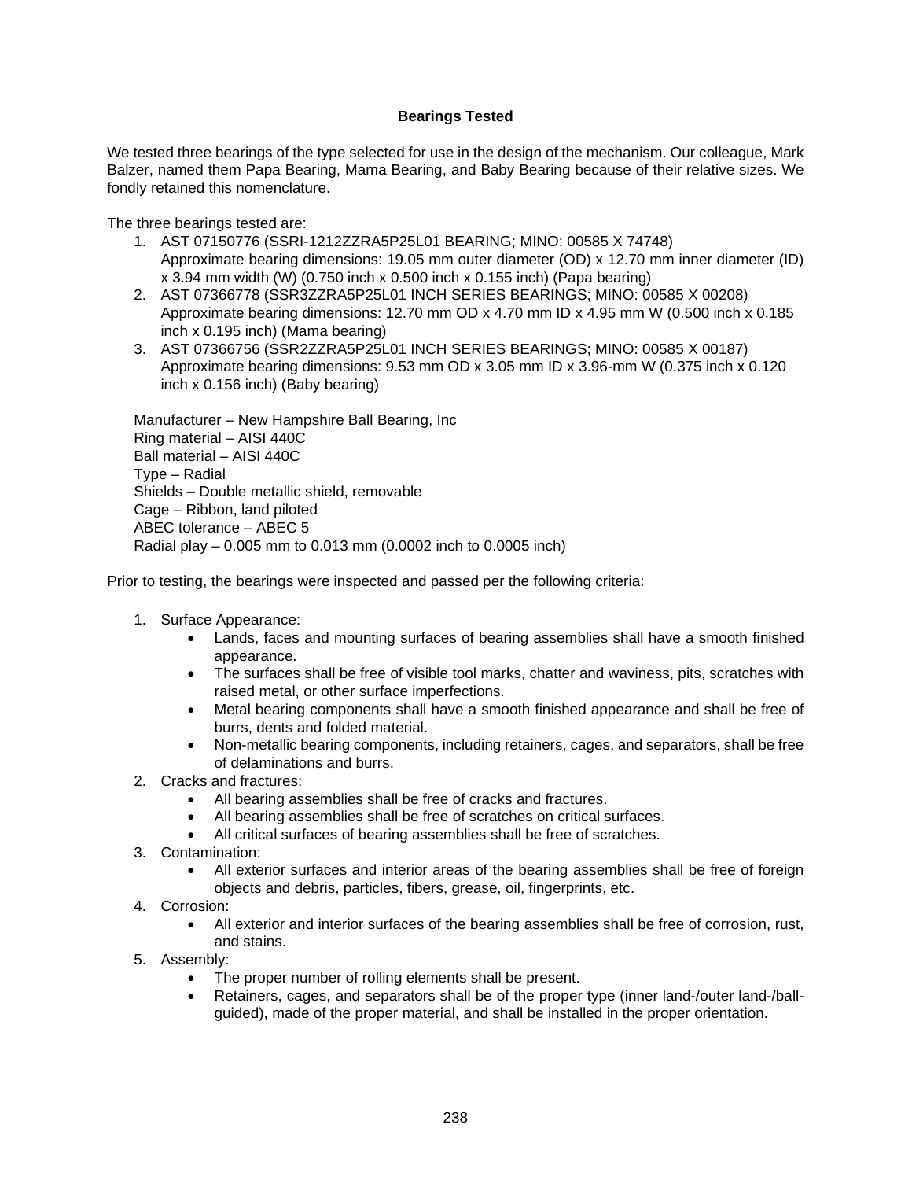### Bearings Tested

We tested three bearings of the type selected for use in the design of the mechanism. Our colleague, Mark Balzer, named them Papa Bearing, Mama Bearing, and Baby Bearing because of their relative sizes. We fondly retained this nomenclature.

The three bearings tested are:

1. AST 07150776 (SSRI-1212ZZRA5P25L01 BEARING; MINO: 00585 X 74748)
   Approximate bearing dimensions: 19.05 mm outer diameter (OD) x 12.70 mm inner diameter (ID) x 3.94 mm width (W) (0.750 inch x 0.500 inch x 0.155 inch) (Papa bearing)
2. AST 07366778 (SSR3ZZRA5P25L01 INCH SERIES BEARINGS; MINO: 00585 X 00208)
   Approximate bearing dimensions: 12.70 mm OD x 4.70 mm ID x 4.95 mm W (0.500 inch x 0.185 inch x 0.195 inch) (Mama bearing)
3. AST 07366756 (SSR2ZZRA5P25L01 INCH SERIES BEARINGS; MINO: 00585 X 00187)
   Approximate bearing dimensions: 9.53 mm OD x 3.05 mm ID x 3.96-mm W (0.375 inch x 0.120 inch x 0.156 inch) (Baby bearing)

Manufacturer – New Hampshire Ball Bearing, Inc
Ring material – AISI 440C
Ball material – AISI 440C
Type – Radial
Shields – Double metallic shield, removable
Cage – Ribbon, land piloted
ABEC tolerance – ABEC 5
Radial play – 0.005 mm to 0.013 mm (0.0002 inch to 0.0005 inch)

Prior to testing, the bearings were inspected and passed per the following criteria:

1. Surface Appearance:
   - Lands, faces and mounting surfaces of bearing assemblies shall have a smooth finished appearance.
   - The surfaces shall be free of visible tool marks, chatter and waviness, pits, scratches with raised metal, or other surface imperfections.
   - Metal bearing components shall have a smooth finished appearance and shall be free of burrs, dents and folded material.
   - Non-metallic bearing components, including retainers, cages, and separators, shall be free of delaminations and burrs.
2. Cracks and fractures:
   - All bearing assemblies shall be free of cracks and fractures.
   - All bearing assemblies shall be free of scratches on critical surfaces.
   - All critical surfaces of bearing assemblies shall be free of scratches.
3. Contamination:
   - All exterior surfaces and interior areas of the bearing assemblies shall be free of foreign objects and debris, particles, fibers, grease, oil, fingerprints, etc.
4. Corrosion:
   - All exterior and interior surfaces of the bearing assemblies shall be free of corrosion, rust, and stains.
5. Assembly:
   - The proper number of rolling elements shall be present.
   - Retainers, cages, and separators shall be of the proper type (inner land-/outer land-/ball-guided), made of the proper material, and shall be installed in the proper orientation.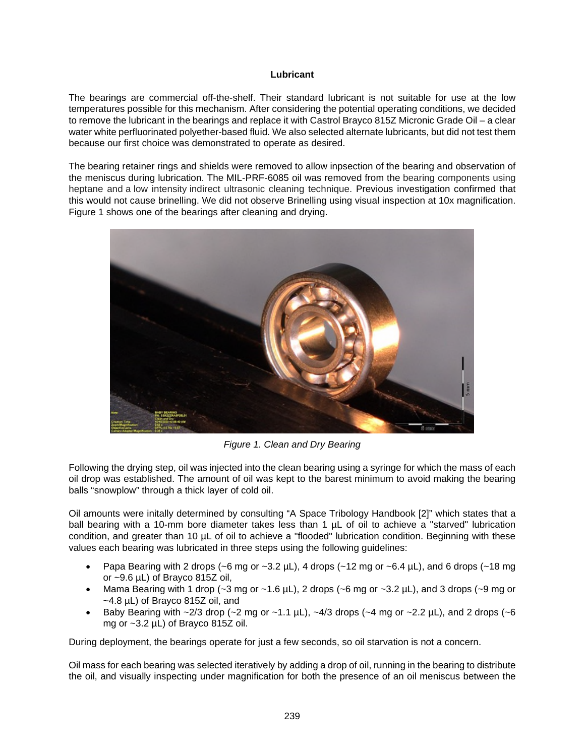**Lubricant**

The bearings are commercial off-the-shelf. Their standard lubricant is not suitable for use at the low temperatures possible for this mechanism. After considering the potential operating conditions, we decided to remove the lubricant in the bearings and replace it with Castrol Brayco 815Z Micronic Grade Oil – a clear water white perfluorinated polyether-based fluid. We also selected alternate lubricants, but did not test them because our first choice was demonstrated to operate as desired.

The bearing retainer rings and shields were removed to allow inpsection of the bearing and observation of the meniscus during lubrication. The MIL-PRF-6085 oil was removed from the bearing components using heptane and a low intensity indirect ultrasonic cleaning technique. Previous investigation confirmed that this would not cause brinelling. We did not observe Brinelling using visual inspection at 10x magnification. Figure 1 shows one of the bearings after cleaning and drying.

*Figure 1. Clean and Dry Bearing*

Following the drying step, oil was injected into the clean bearing using a syringe for which the mass of each oil drop was established. The amount of oil was kept to the barest minimum to avoid making the bearing balls "snowplow" through a thick layer of cold oil.

Oil amounts were initally determined by consulting "A Space Tribology Handbook [2]" which states that a ball bearing with a 10-mm bore diameter takes less than 1 µL of oil to achieve a "starved" lubrication condition, and greater than 10 µL of oil to achieve a "flooded" lubrication condition. Beginning with these values each bearing was lubricated in three steps using the following guidelines:

- Papa Bearing with 2 drops (~6 mg or ~3.2 µL), 4 drops (~12 mg or ~6.4 µL), and 6 drops (~18 mg or ~9.6 µL) of Brayco 815Z oil,
- Mama Bearing with 1 drop (~3 mg or ~1.6 µL), 2 drops (~6 mg or ~3.2 µL), and 3 drops (~9 mg or ~4.8 µL) of Brayco 815Z oil, and
- Baby Bearing with ~2/3 drop (~2 mg or ~1.1 µL), ~4/3 drops (~4 mg or ~2.2 µL), and 2 drops (~6 mg or ~3.2 µL) of Brayco 815Z oil.

During deployment, the bearings operate for just a few seconds, so oil starvation is not a concern.

Oil mass for each bearing was selected iteratively by adding a drop of oil, running in the bearing to distribute the oil, and visually inspecting under magnification for both the presence of an oil meniscus between the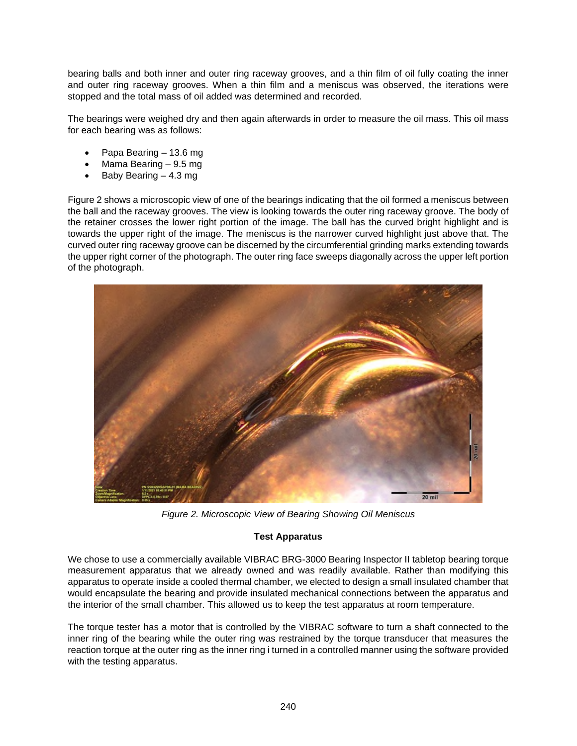bearing balls and both inner and outer ring raceway grooves, and a thin film of oil fully coating the inner and outer ring raceway grooves. When a thin film and a meniscus was observed, the iterations were stopped and the total mass of oil added was determined and recorded.

The bearings were weighed dry and then again afterwards in order to measure the oil mass. This oil mass for each bearing was as follows:

- Papa Bearing – 13.6 mg
- Mama Bearing – 9.5 mg
- Baby Bearing – 4.3 mg

Figure 2 shows a microscopic view of one of the bearings indicating that the oil formed a meniscus between the ball and the raceway grooves. The view is looking towards the outer ring raceway groove. The body of the retainer crosses the lower right portion of the image. The ball has the curved bright highlight and is towards the upper right of the image. The meniscus is the narrower curved highlight just above that. The curved outer ring raceway groove can be discerned by the circumferential grinding marks extending towards the upper right corner of the photograph. The outer ring face sweeps diagonally across the upper left portion of the photograph.

*Figure 2. Microscopic View of Bearing Showing Oil Meniscus*

**Test Apparatus**

We chose to use a commercially available VIBRAC BRG-3000 Bearing Inspector II tabletop bearing torque measurement apparatus that we already owned and was readily available. Rather than modifying this apparatus to operate inside a cooled thermal chamber, we elected to design a small insulated chamber that would encapsulate the bearing and provide insulated mechanical connections between the apparatus and the interior of the small chamber. This allowed us to keep the test apparatus at room temperature.

The torque tester has a motor that is controlled by the VIBRAC software to turn a shaft connected to the inner ring of the bearing while the outer ring was restrained by the torque transducer that measures the reaction torque at the outer ring as the inner ring i turned in a controlled manner using the software provided with the testing apparatus.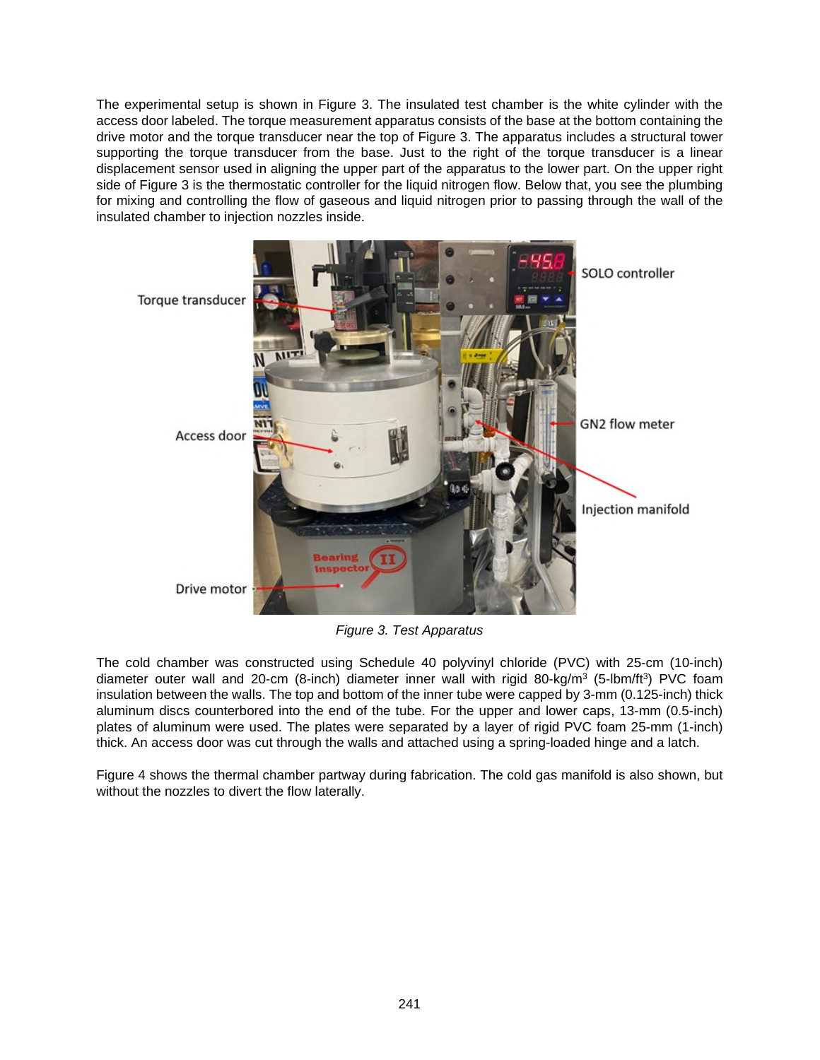The experimental setup is shown in Figure 3. The insulated test chamber is the white cylinder with the access door labeled. The torque measurement apparatus consists of the base at the bottom containing the drive motor and the torque transducer near the top of Figure 3. The apparatus includes a structural tower supporting the torque transducer from the base. Just to the right of the torque transducer is a linear displacement sensor used in aligning the upper part of the apparatus to the lower part. On the upper right side of Figure 3 is the thermostatic controller for the liquid nitrogen flow. Below that, you see the plumbing for mixing and controlling the flow of gaseous and liquid nitrogen prior to passing through the wall of the insulated chamber to injection nozzles inside.

*Figure 3. Test Apparatus*

The cold chamber was constructed using Schedule 40 polyvinyl chloride (PVC) with 25-cm (10-inch) diameter outer wall and 20-cm (8-inch) diameter inner wall with rigid 80-kg/m$^3$ (5-lbm/ft$^3$) PVC foam insulation between the walls. The top and bottom of the inner tube were capped by 3-mm (0.125-inch) thick aluminum discs counterbored into the end of the tube. For the upper and lower caps, 13-mm (0.5-inch) plates of aluminum were used. The plates were separated by a layer of rigid PVC foam 25-mm (1-inch) thick. An access door was cut through the walls and attached using a spring-loaded hinge and a latch.

Figure 4 shows the thermal chamber partway during fabrication. The cold gas manifold is also shown, but without the nozzles to divert the flow laterally.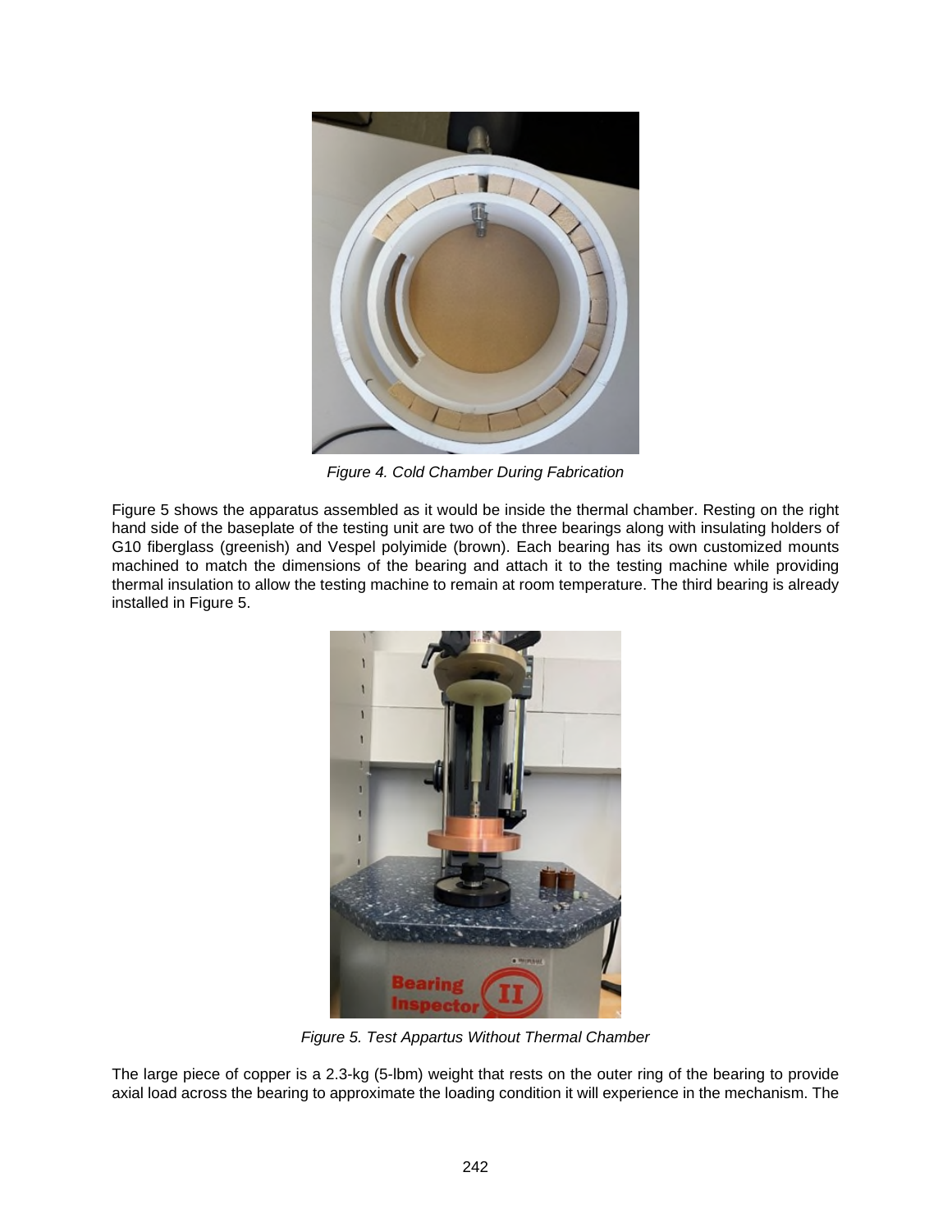Figure 4. Cold Chamber During Fabrication

Figure 5 shows the apparatus assembled as it would be inside the thermal chamber. Resting on the right hand side of the baseplate of the testing unit are two of the three bearings along with insulating holders of G10 fiberglass (greenish) and Vespel polyimide (brown). Each bearing has its own customized mounts machined to match the dimensions of the bearing and attach it to the testing machine while providing thermal insulation to allow the testing machine to remain at room temperature. The third bearing is already installed in Figure 5.

Figure 5. Test Appartus Without Thermal Chamber

The large piece of copper is a 2.3-kg (5-lbm) weight that rests on the outer ring of the bearing to provide axial load across the bearing to approximate the loading condition it will experience in the mechanism. The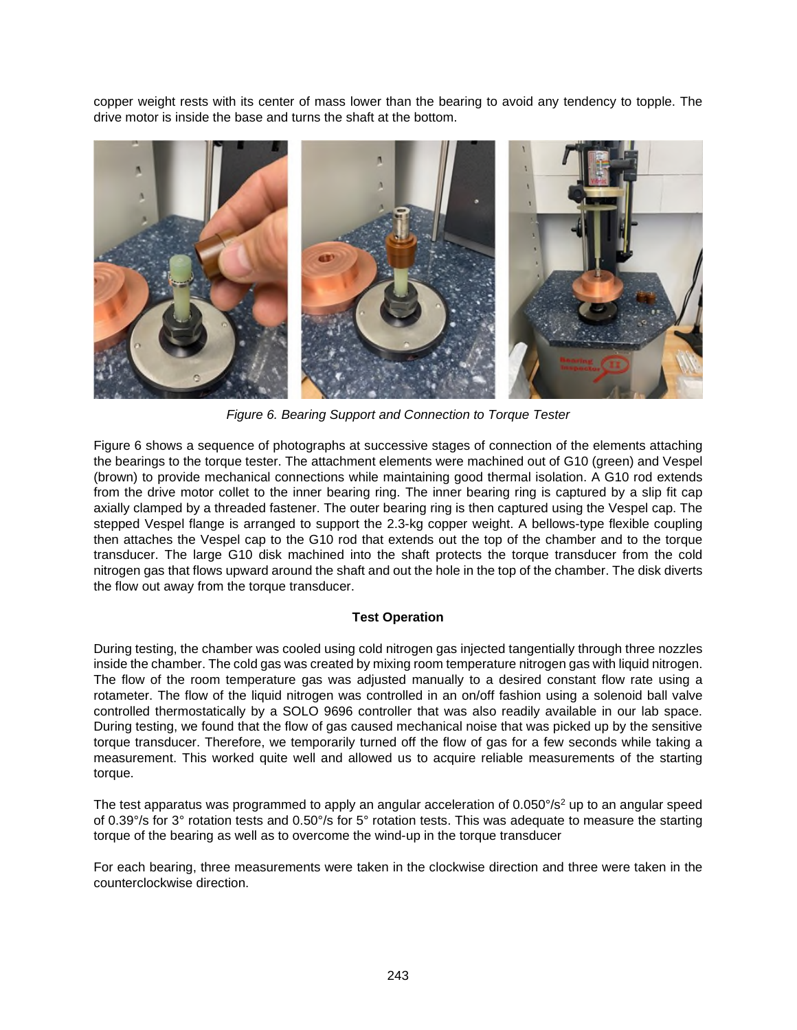copper weight rests with its center of mass lower than the bearing to avoid any tendency to topple. The drive motor is inside the base and turns the shaft at the bottom.

*Figure 6. Bearing Support and Connection to Torque Tester*

Figure 6 shows a sequence of photographs at successive stages of connection of the elements attaching the bearings to the torque tester. The attachment elements were machined out of G10 (green) and Vespel (brown) to provide mechanical connections while maintaining good thermal isolation. A G10 rod extends from the drive motor collet to the inner bearing ring. The inner bearing ring is captured by a slip fit cap axially clamped by a threaded fastener. The outer bearing ring is then captured using the Vespel cap. The stepped Vespel flange is arranged to support the 2.3-kg copper weight. A bellows-type flexible coupling then attaches the Vespel cap to the G10 rod that extends out the top of the chamber and to the torque transducer. The large G10 disk machined into the shaft protects the torque transducer from the cold nitrogen gas that flows upward around the shaft and out the hole in the top of the chamber. The disk diverts the flow out away from the torque transducer.

**Test Operation**

During testing, the chamber was cooled using cold nitrogen gas injected tangentially through three nozzles inside the chamber. The cold gas was created by mixing room temperature nitrogen gas with liquid nitrogen. The flow of the room temperature gas was adjusted manually to a desired constant flow rate using a rotameter. The flow of the liquid nitrogen was controlled in an on/off fashion using a solenoid ball valve controlled thermostatically by a SOLO 9696 controller that was also readily available in our lab space. During testing, we found that the flow of gas caused mechanical noise that was picked up by the sensitive torque transducer. Therefore, we temporarily turned off the flow of gas for a few seconds while taking a measurement. This worked quite well and allowed us to acquire reliable measurements of the starting torque.

The test apparatus was programmed to apply an angular acceleration of 0.050°/s$^2$ up to an angular speed of 0.39°/s for 3° rotation tests and 0.50°/s for 5° rotation tests. This was adequate to measure the starting torque of the bearing as well as to overcome the wind-up in the torque transducer

For each bearing, three measurements were taken in the clockwise direction and three were taken in the counterclockwise direction.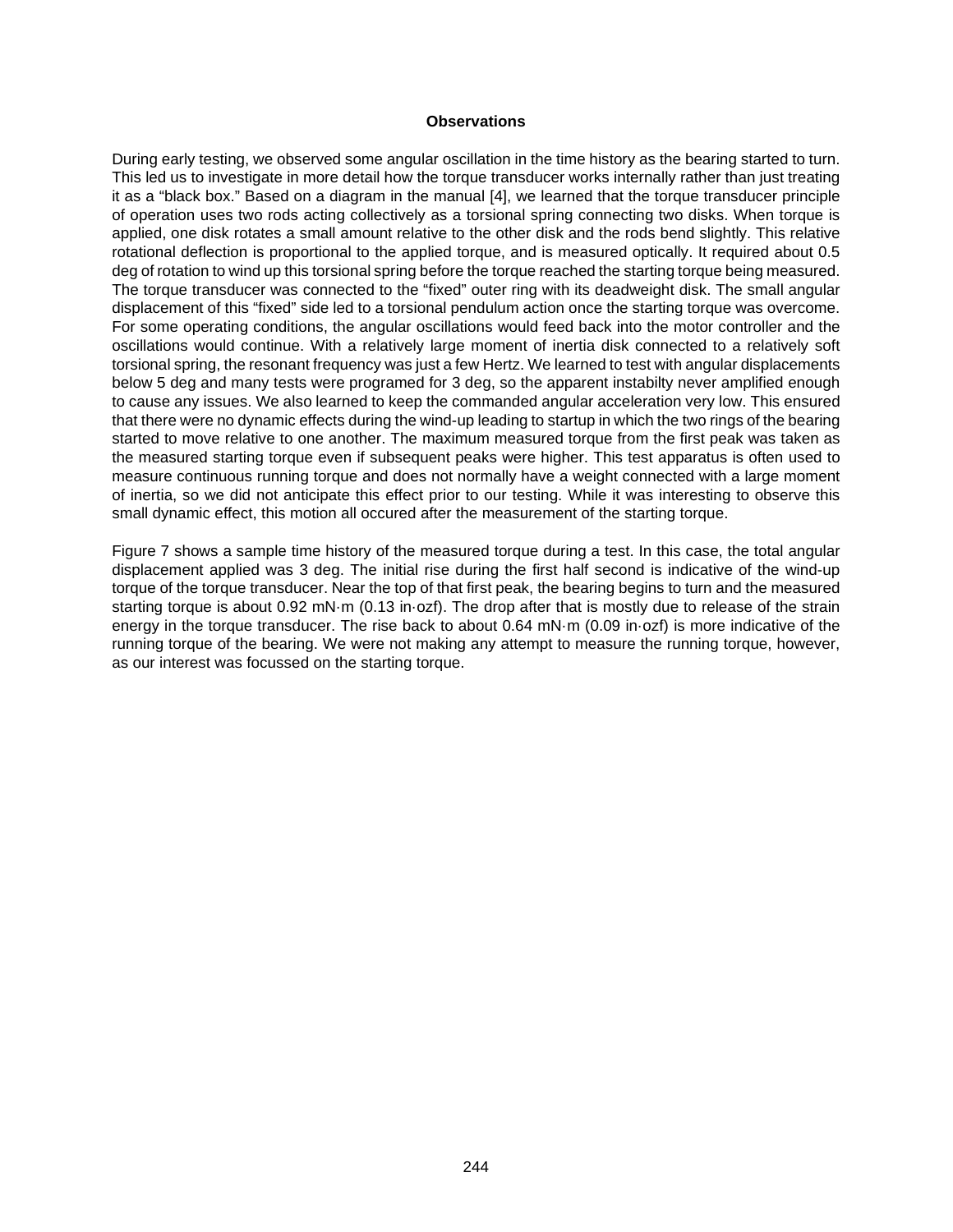### Observations

During early testing, we observed some angular oscillation in the time history as the bearing started to turn. This led us to investigate in more detail how the torque transducer works internally rather than just treating it as a "black box." Based on a diagram in the manual [4], we learned that the torque transducer principle of operation uses two rods acting collectively as a torsional spring connecting two disks. When torque is applied, one disk rotates a small amount relative to the other disk and the rods bend slightly. This relative rotational deflection is proportional to the applied torque, and is measured optically. It required about 0.5 deg of rotation to wind up this torsional spring before the torque reached the starting torque being measured. The torque transducer was connected to the "fixed" outer ring with its deadweight disk. The small angular displacement of this "fixed" side led to a torsional pendulum action once the starting torque was overcome. For some operating conditions, the angular oscillations would feed back into the motor controller and the oscillations would continue. With a relatively large moment of inertia disk connected to a relatively soft torsional spring, the resonant frequency was just a few Hertz. We learned to test with angular displacements below 5 deg and many tests were programed for 3 deg, so the apparent instabilty never amplified enough to cause any issues. We also learned to keep the commanded angular acceleration very low. This ensured that there were no dynamic effects during the wind-up leading to startup in which the two rings of the bearing started to move relative to one another. The maximum measured torque from the first peak was taken as the measured starting torque even if subsequent peaks were higher. This test apparatus is often used to measure continuous running torque and does not normally have a weight connected with a large moment of inertia, so we did not anticipate this effect prior to our testing. While it was interesting to observe this small dynamic effect, this motion all occured after the measurement of the starting torque.

Figure 7 shows a sample time history of the measured torque during a test. In this case, the total angular displacement applied was 3 deg. The initial rise during the first half second is indicative of the wind-up torque of the torque transducer. Near the top of that first peak, the bearing begins to turn and the measured starting torque is about 0.92 mN·m (0.13 in·ozf). The drop after that is mostly due to release of the strain energy in the torque transducer. The rise back to about 0.64 mN·m (0.09 in·ozf) is more indicative of the running torque of the bearing. We were not making any attempt to measure the running torque, however, as our interest was focussed on the starting torque.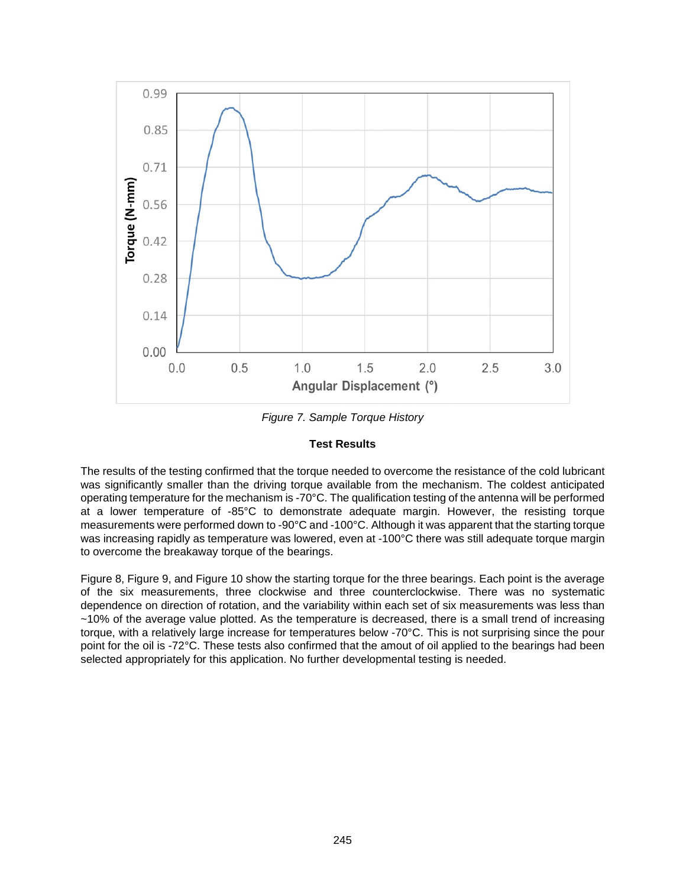*Figure 7. Sample Torque History*

## Test Results

The results of the testing confirmed that the torque needed to overcome the resistance of the cold lubricant was significantly smaller than the driving torque available from the mechanism. The coldest anticipated operating temperature for the mechanism is -70°C. The qualification testing of the antenna will be performed at a lower temperature of -85°C to demonstrate adequate margin. However, the resisting torque measurements were performed down to -90°C and -100°C. Although it was apparent that the starting torque was increasing rapidly as temperature was lowered, even at -100°C there was still adequate torque margin to overcome the breakaway torque of the bearings.

Figure 8, Figure 9, and Figure 10 show the starting torque for the three bearings. Each point is the average of the six measurements, three clockwise and three counterclockwise. There was no systematic dependence on direction of rotation, and the variability within each set of six measurements was less than ~10% of the average value plotted. As the temperature is decreased, there is a small trend of increasing torque, with a relatively large increase for temperatures below -70°C. This is not surprising since the pour point for the oil is -72°C. These tests also confirmed that the amout of oil applied to the bearings had been selected appropriately for this application. No further developmental testing is needed.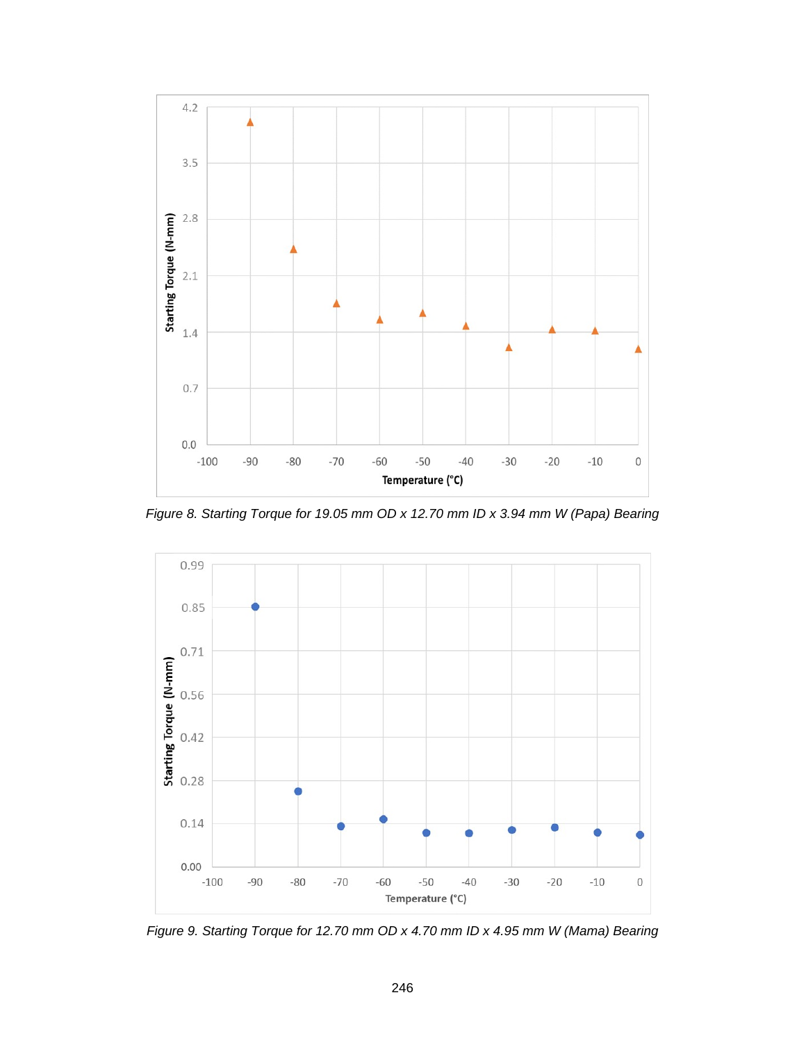Figure 8. Starting Torque for 19.05 mm OD x 12.70 mm ID x 3.94 mm W (Papa) Bearing

Figure 9. Starting Torque for 12.70 mm OD x 4.70 mm ID x 4.95 mm W (Mama) Bearing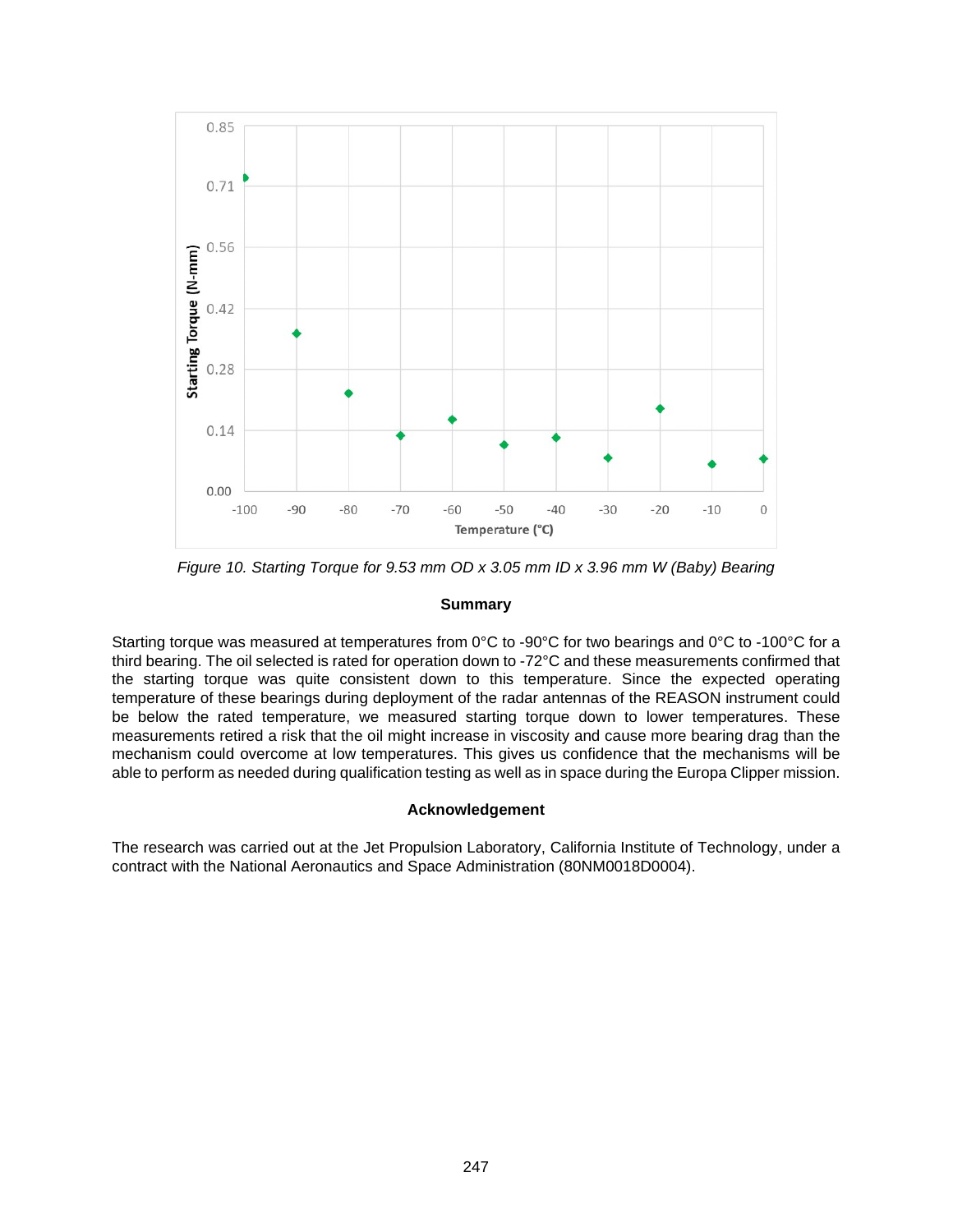*Figure 10. Starting Torque for 9.53 mm OD x 3.05 mm ID x 3.96 mm W (Baby) Bearing*

## Summary

Starting torque was measured at temperatures from 0°C to -90°C for two bearings and 0°C to -100°C for a third bearing. The oil selected is rated for operation down to -72°C and these measurements confirmed that the starting torque was quite consistent down to this temperature. Since the expected operating temperature of these bearings during deployment of the radar antennas of the REASON instrument could be below the rated temperature, we measured starting torque down to lower temperatures. These measurements retired a risk that the oil might increase in viscosity and cause more bearing drag than the mechanism could overcome at low temperatures. This gives us confidence that the mechanisms will be able to perform as needed during qualification testing as well as in space during the Europa Clipper mission.

## Acknowledgement

The research was carried out at the Jet Propulsion Laboratory, California Institute of Technology, under a contract with the National Aeronautics and Space Administration (80NM0018D0004).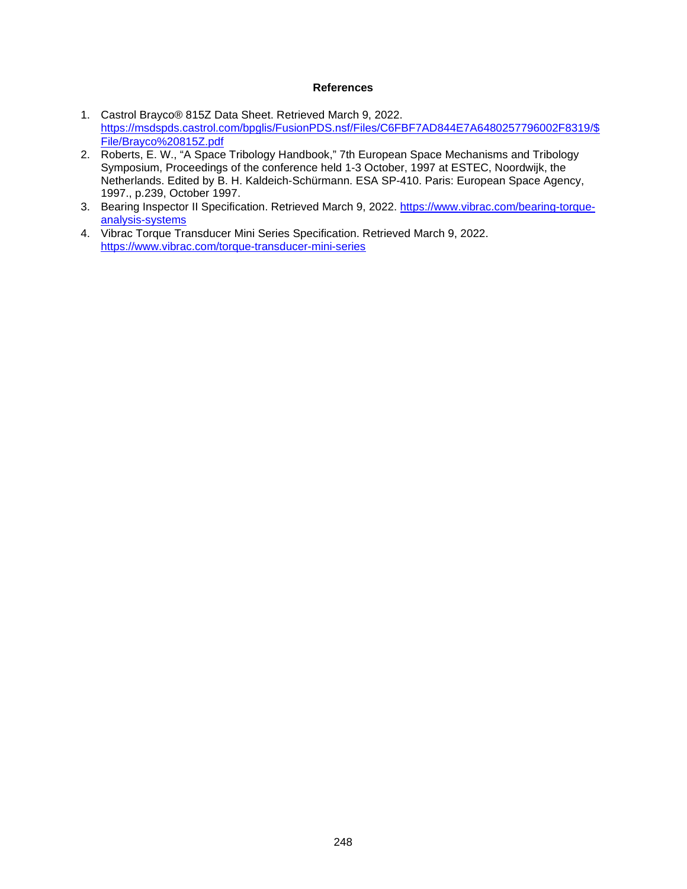## References

1. Castrol Brayco® 815Z Data Sheet. Retrieved March 9, 2022. https://msdspds.castrol.com/bpglis/FusionPDS.nsf/Files/C6FBF7AD844E7A6480257796002F8319/$File/Brayco%20815Z.pdf
2. Roberts, E. W., "A Space Tribology Handbook," 7th European Space Mechanisms and Tribology Symposium, Proceedings of the conference held 1-3 October, 1997 at ESTEC, Noordwijk, the Netherlands. Edited by B. H. Kaldeich-Schürmann. ESA SP-410. Paris: European Space Agency, 1997., p.239, October 1997.
3. Bearing Inspector II Specification. Retrieved March 9, 2022. https://www.vibrac.com/bearing-torque-analysis-systems
4. Vibrac Torque Transducer Mini Series Specification. Retrieved March 9, 2022. https://www.vibrac.com/torque-transducer-mini-series